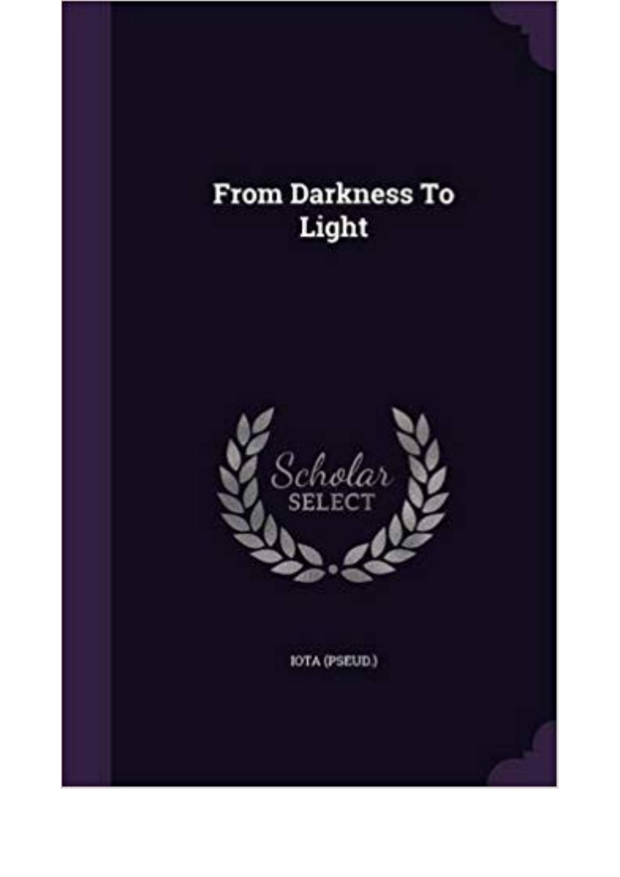# From Darkness To Light

*Scholar* SELECT

IOTA (PSEUD.)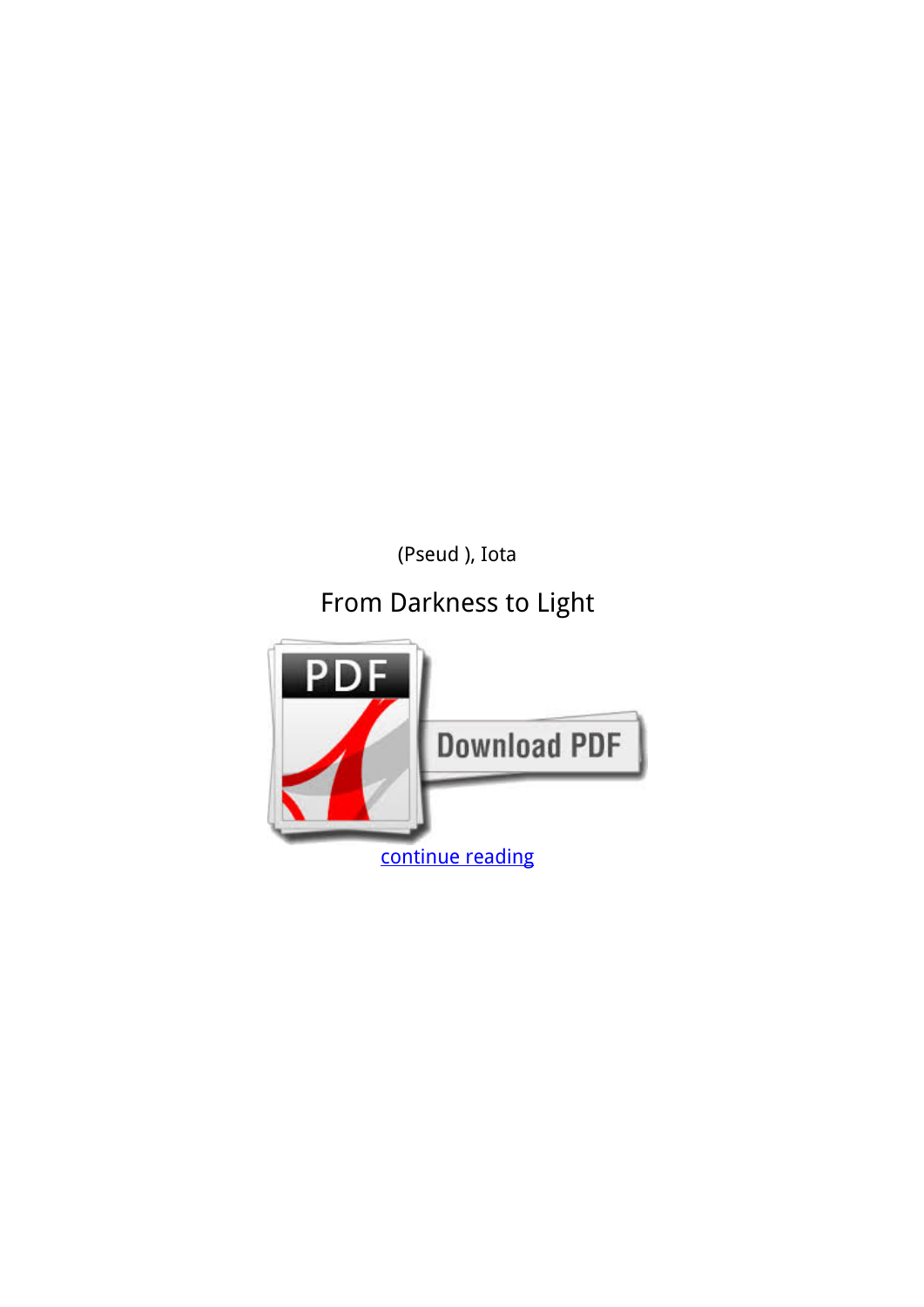(Pseud ), Iota

# From Darkness to Light

continue reading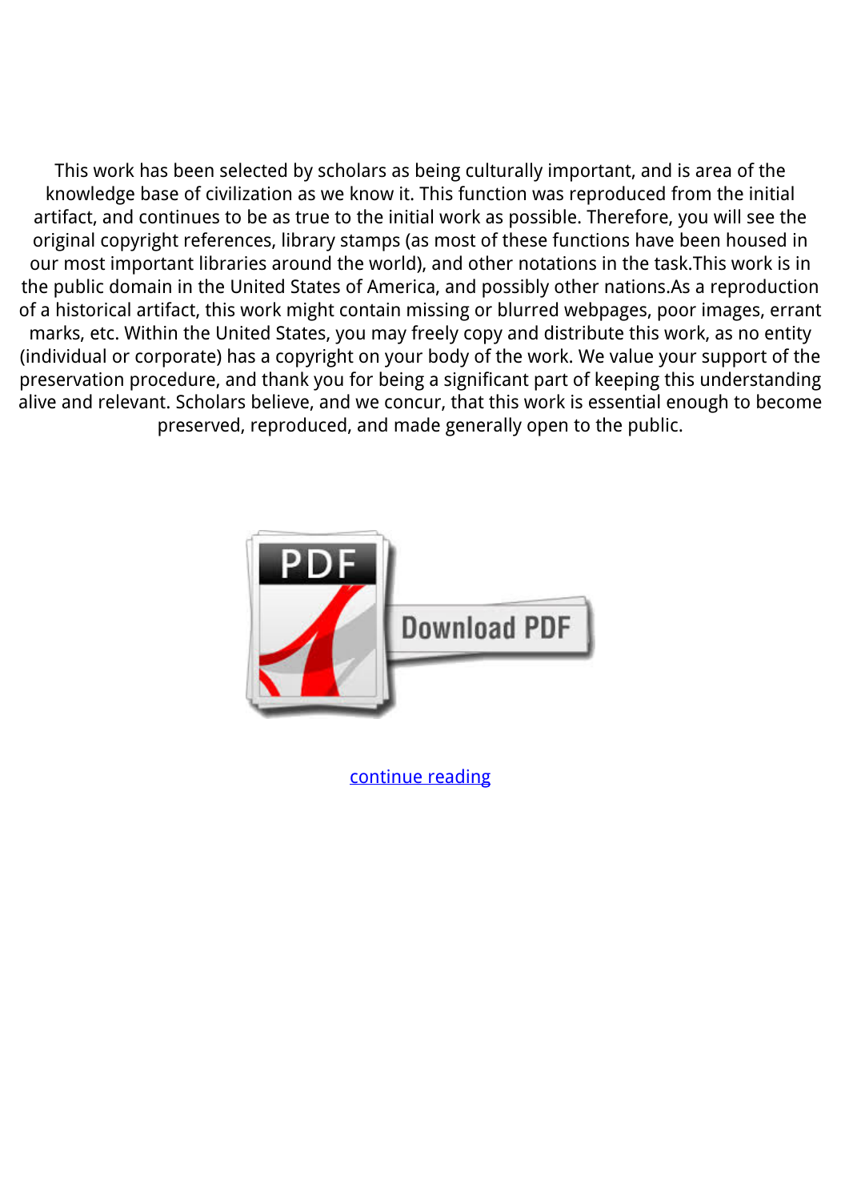This work has been selected by scholars as being culturally important, and is area of the knowledge base of civilization as we know it. This function was reproduced from the initial artifact, and continues to be as true to the initial work as possible. Therefore, you will see the original copyright references, library stamps (as most of these functions have been housed in our most important libraries around the world), and other notations in the task.This work is in the public domain in the United States of America, and possibly other nations.As a reproduction of a historical artifact, this work might contain missing or blurred webpages, poor images, errant marks, etc. Within the United States, you may freely copy and distribute this work, as no entity (individual or corporate) has a copyright on your body of the work. We value your support of the preservation procedure, and thank you for being a significant part of keeping this understanding alive and relevant. Scholars believe, and we concur, that this work is essential enough to become preserved, reproduced, and made generally open to the public.

continue reading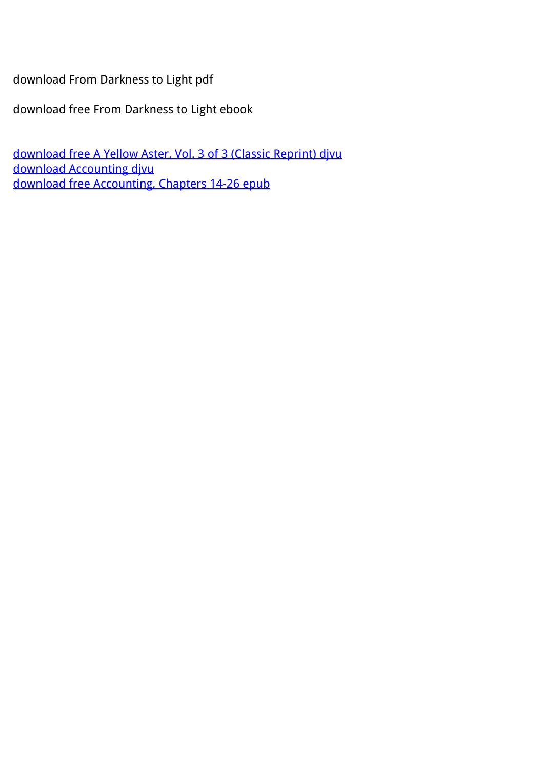download From Darkness to Light pdf

download free From Darkness to Light ebook

download free A Yellow Aster, Vol. 3 of 3 (Classic Reprint) djvu
download Accounting djvu
download free Accounting, Chapters 14-26 epub